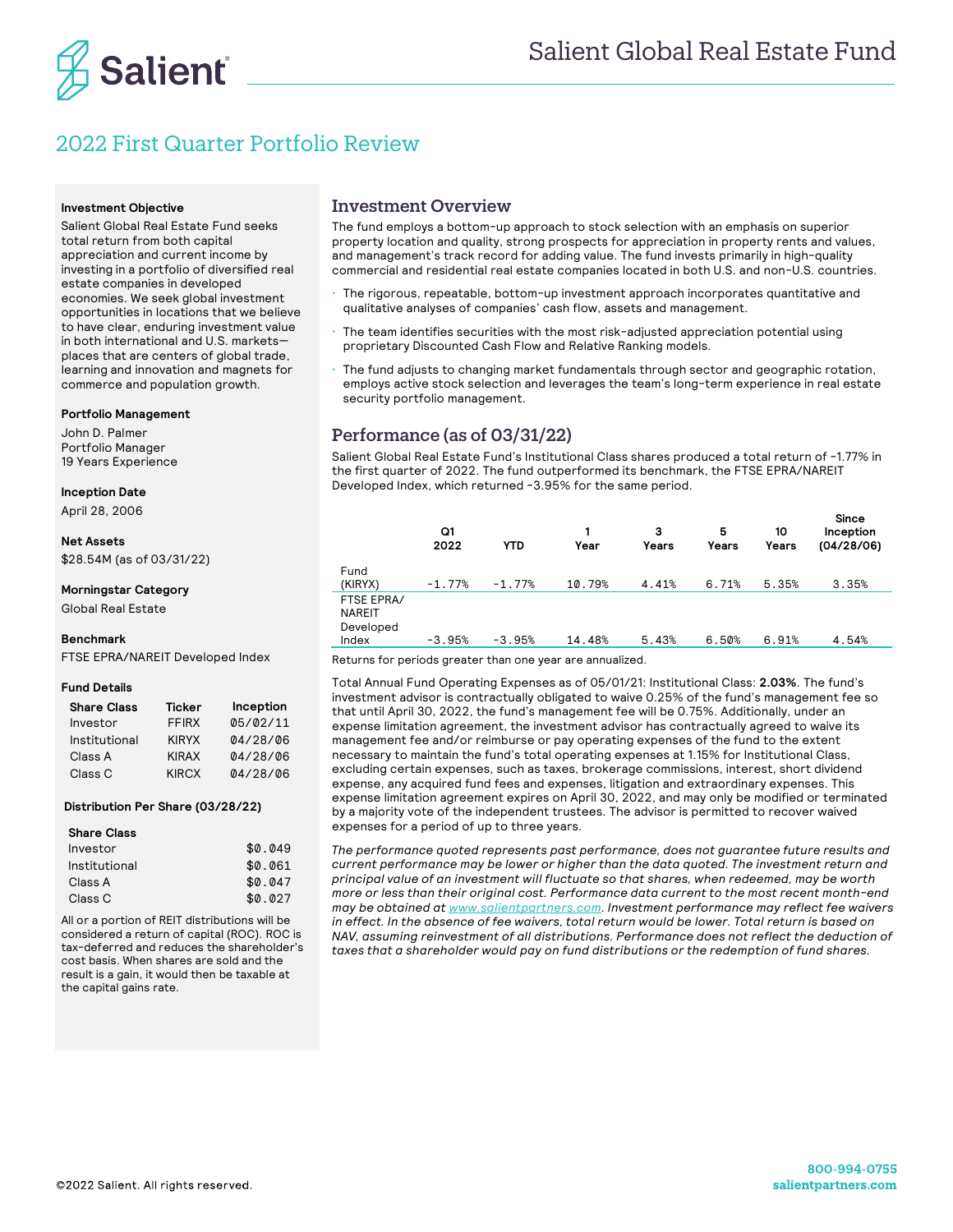# Salient Global Real Estate Fund

## 2022 First Quarter Portfolio Review

**Investment Objective**

Salient Global Real Estate Fund seeks total return from both capital appreciation and current income by investing in a portfolio of diversified real estate companies in developed economies. We seek global investment opportunities in locations that we believe to have clear, enduring investment value in both international and U.S. markets—places that are centers of global trade, learning and innovation and magnets for commerce and population growth.

**Portfolio Management**

John D. Palmer
Portfolio Manager
19 Years Experience

**Inception Date**

April 28, 2006

**Net Assets**

$28.54M (as of 03/31/22)

**Morningstar Category**

Global Real Estate

**Benchmark**

FTSE EPRA/NAREIT Developed Index

**Fund Details**

| Share Class | Ticker | Inception |
|---|---|---|
| Investor | FFIRX | 05/02/11 |
| Institutional | KIRYX | 04/28/06 |
| Class A | KIRAX | 04/28/06 |
| Class C | KIRCX | 04/28/06 |

**Distribution Per Share (03/28/22)**

| Share Class | |
|---|---|
| Investor | $0.049 |
| Institutional | $0.061 |
| Class A | $0.047 |
| Class C | $0.027 |

All or a portion of REIT distributions will be considered a return of capital (ROC). ROC is tax-deferred and reduces the shareholder's cost basis. When shares are sold and the result is a gain, it would then be taxable at the capital gains rate.

## Investment Overview

The fund employs a bottom-up approach to stock selection with an emphasis on superior property location and quality, strong prospects for appreciation in property rents and values, and management's track record for adding value. The fund invests primarily in high-quality commercial and residential real estate companies located in both U.S. and non-U.S. countries.

- The rigorous, repeatable, bottom-up investment approach incorporates quantitative and qualitative analyses of companies' cash flow, assets and management.
- The team identifies securities with the most risk-adjusted appreciation potential using proprietary Discounted Cash Flow and Relative Ranking models.
- The fund adjusts to changing market fundamentals through sector and geographic rotation, employs active stock selection and leverages the team's long-term experience in real estate security portfolio management.

## Performance (as of 03/31/22)

Salient Global Real Estate Fund's Institutional Class shares produced a total return of -1.77% in the first quarter of 2022. The fund outperformed its benchmark, the FTSE EPRA/NAREIT Developed Index, which returned -3.95% for the same period.

| | Q1 2022 | YTD | 1 Year | 3 Years | 5 Years | 10 Years | Since Inception (04/28/06) |
|---|---|---|---|---|---|---|---|
| Fund (KIRYX) | -1.77% | -1.77% | 10.79% | 4.41% | 6.71% | 5.35% | 3.35% |
| FTSE EPRA/ NAREIT Developed Index | -3.95% | -3.95% | 14.48% | 5.43% | 6.50% | 6.91% | 4.54% |

Returns for periods greater than one year are annualized.

Total Annual Fund Operating Expenses as of 05/01/21: Institutional Class: **2.03%**. The fund's investment advisor is contractually obligated to waive 0.25% of the fund's management fee so that until April 30, 2022, the fund's management fee will be 0.75%. Additionally, under an expense limitation agreement, the investment advisor has contractually agreed to waive its management fee and/or reimburse or pay operating expenses of the fund to the extent necessary to maintain the fund's total operating expenses at 1.15% for Institutional Class, excluding certain expenses, such as taxes, brokerage commissions, interest, short dividend expense, any acquired fund fees and expenses, litigation and extraordinary expenses. This expense limitation agreement expires on April 30, 2022, and may only be modified or terminated by a majority vote of the independent trustees. The advisor is permitted to recover waived expenses for a period of up to three years.

*The performance quoted represents past performance, does not guarantee future results and current performance may be lower or higher than the data quoted. The investment return and principal value of an investment will fluctuate so that shares, when redeemed, may be worth more or less than their original cost. Performance data current to the most recent month-end may be obtained at www.salientpartners.com. Investment performance may reflect fee waivers in effect. In the absence of fee waivers, total return would be lower. Total return is based on NAV, assuming reinvestment of all distributions. Performance does not reflect the deduction of taxes that a shareholder would pay on fund distributions or the redemption of fund shares.*

©2022 Salient. All rights reserved.

800-994-0755
salientpartners.com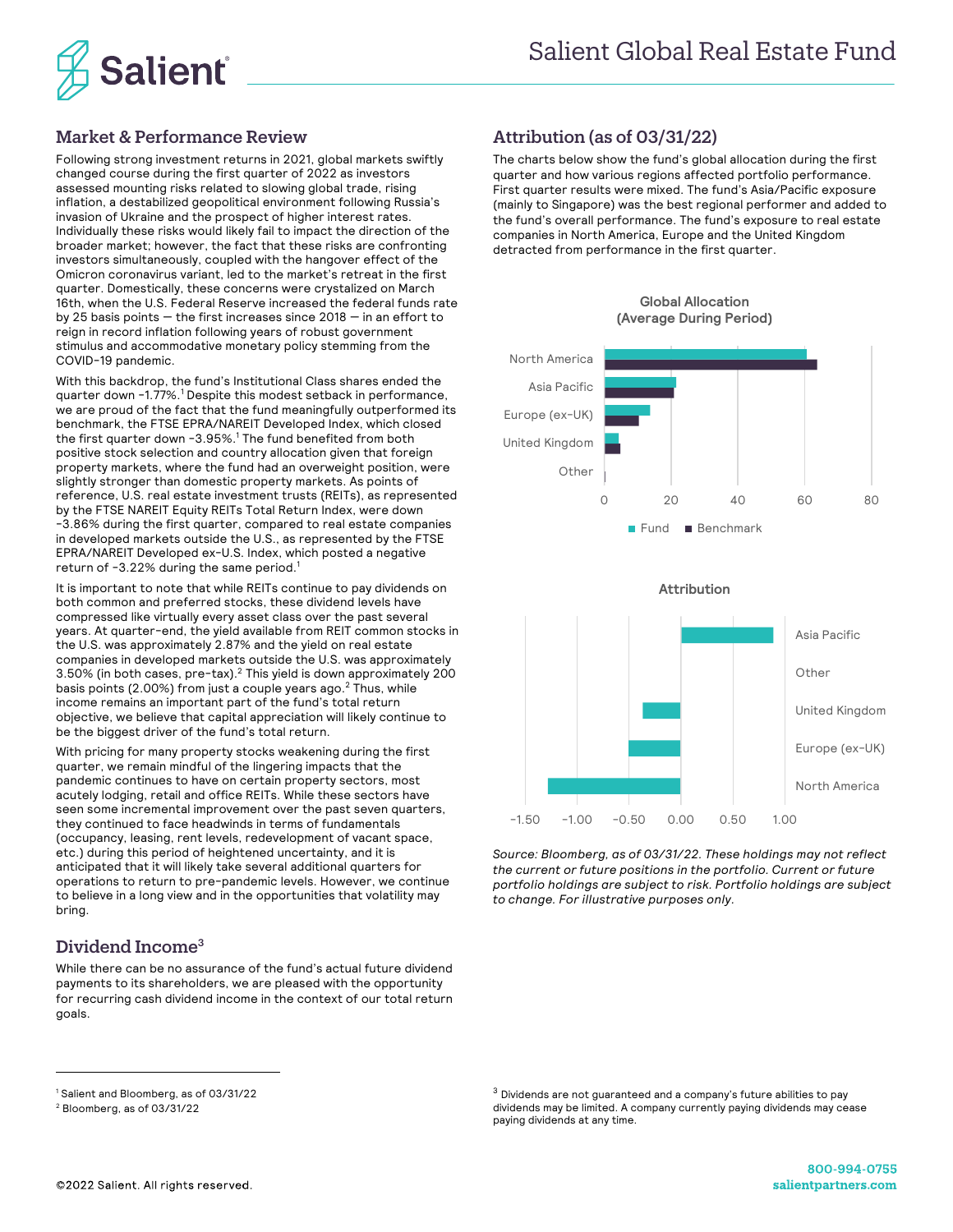## Market & Performance Review

Following strong investment returns in 2021, global markets swiftly changed course during the first quarter of 2022 as investors assessed mounting risks related to slowing global trade, rising inflation, a destabilized geopolitical environment following Russia's invasion of Ukraine and the prospect of higher interest rates. Individually these risks would likely fail to impact the direction of the broader market; however, the fact that these risks are confronting investors simultaneously, coupled with the hangover effect of the Omicron coronavirus variant, led to the market's retreat in the first quarter. Domestically, these concerns were crystalized on March 16th, when the U.S. Federal Reserve increased the federal funds rate by 25 basis points — the first increases since 2018 — in an effort to reign in record inflation following years of robust government stimulus and accommodative monetary policy stemming from the COVID-19 pandemic.

With this backdrop, the fund's Institutional Class shares ended the quarter down -1.77%.[1] Despite this modest setback in performance, we are proud of the fact that the fund meaningfully outperformed its benchmark, the FTSE EPRA/NAREIT Developed Index, which closed the first quarter down -3.95%.[1] The fund benefited from both positive stock selection and country allocation given that foreign property markets, where the fund had an overweight position, were slightly stronger than domestic property markets. As points of reference, U.S. real estate investment trusts (REITs), as represented by the FTSE NAREIT Equity REITs Total Return Index, were down -3.86% during the first quarter, compared to real estate companies in developed markets outside the U.S., as represented by the FTSE EPRA/NAREIT Developed ex-U.S. Index, which posted a negative return of -3.22% during the same period.[1]

It is important to note that while REITs continue to pay dividends on both common and preferred stocks, these dividend levels have compressed like virtually every asset class over the past several years. At quarter-end, the yield available from REIT common stocks in the U.S. was approximately 2.87% and the yield on real estate companies in developed markets outside the U.S. was approximately 3.50% (in both cases, pre-tax).[2] This yield is down approximately 200 basis points (2.00%) from just a couple years ago.[2] Thus, while income remains an important part of the fund's total return objective, we believe that capital appreciation will likely continue to be the biggest driver of the fund's total return.

With pricing for many property stocks weakening during the first quarter, we remain mindful of the lingering impacts that the pandemic continues to have on certain property sectors, most acutely lodging, retail and office REITs. While these sectors have seen some incremental improvement over the past seven quarters, they continued to face headwinds in terms of fundamentals (occupancy, leasing, rent levels, redevelopment of vacant space, etc.) during this period of heightened uncertainty, and it is anticipated that it will likely take several additional quarters for operations to return to pre-pandemic levels. However, we continue to believe in a long view and in the opportunities that volatility may bring.

## Dividend Income[3]

While there can be no assurance of the fund's actual future dividend payments to its shareholders, we are pleased with the opportunity for recurring cash dividend income in the context of our total return goals.

## Attribution (as of 03/31/22)

The charts below show the fund's global allocation during the first quarter and how various regions affected portfolio performance. First quarter results were mixed. The fund's Asia/Pacific exposure (mainly to Singapore) was the best regional performer and added to the fund's overall performance. The fund's exposure to real estate companies in North America, Europe and the United Kingdom detracted from performance in the first quarter.

**Global Allocation (Average During Period)**

| Region | Fund | Benchmark |
|---|---|---|
| North America | ~60 | ~64 |
| Asia Pacific | ~21 | ~21 |
| Europe (ex-UK) | ~14 | ~10 |
| United Kingdom | ~4 | ~5 |
| Other | ~0 | ~0 |

**Attribution**

| Region | Attribution |
|---|---|
| Asia Pacific | ~0.88 |
| Other | ~0.00 |
| United Kingdom | ~-0.37 |
| Europe (ex-UK) | ~-0.50 |
| North America | ~-1.27 |

*Source: Bloomberg, as of 03/31/22. These holdings may not reflect the current or future positions in the portfolio. Current or future portfolio holdings are subject to risk. Portfolio holdings are subject to change. For illustrative purposes only.*

[1] Salient and Bloomberg, as of 03/31/22

[2] Bloomberg, as of 03/31/22

[3] Dividends are not guaranteed and a company's future abilities to pay dividends may be limited. A company currently paying dividends may cease paying dividends at any time.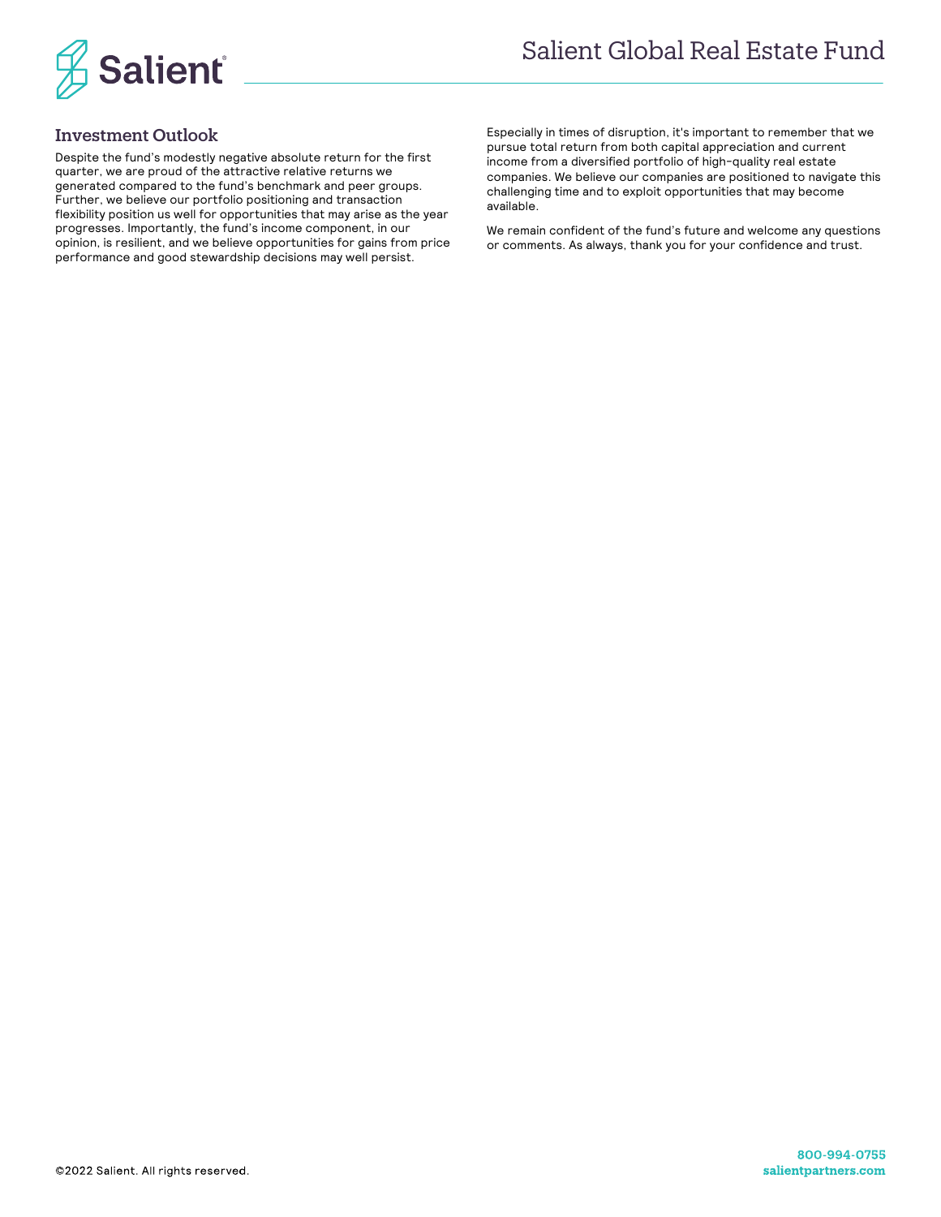## Investment Outlook

Despite the fund's modestly negative absolute return for the first quarter, we are proud of the attractive relative returns we generated compared to the fund's benchmark and peer groups. Further, we believe our portfolio positioning and transaction flexibility position us well for opportunities that may arise as the year progresses. Importantly, the fund's income component, in our opinion, is resilient, and we believe opportunities for gains from price performance and good stewardship decisions may well persist.

Especially in times of disruption, it's important to remember that we pursue total return from both capital appreciation and current income from a diversified portfolio of high-quality real estate companies. We believe our companies are positioned to navigate this challenging time and to exploit opportunities that may become available.

We remain confident of the fund's future and welcome any questions or comments. As always, thank you for your confidence and trust.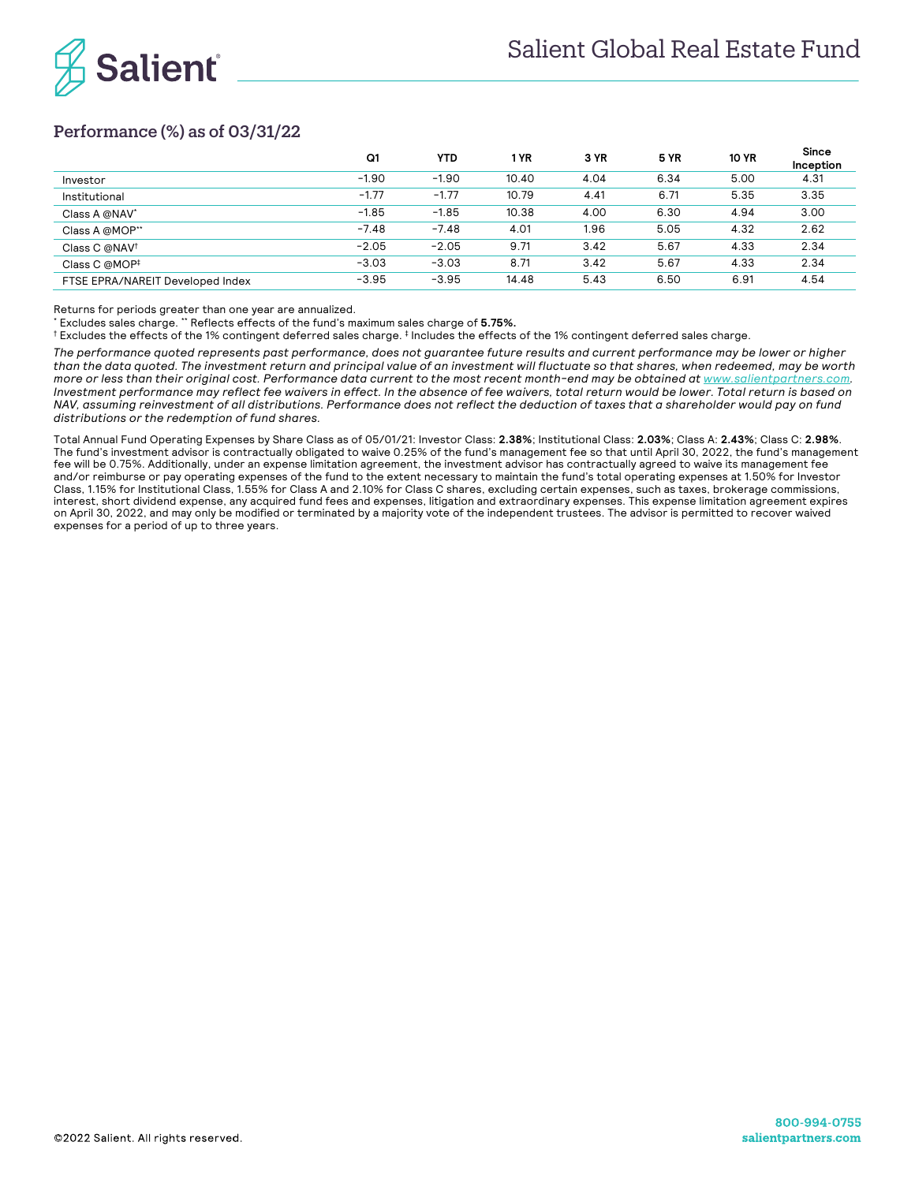# Salient Global Real Estate Fund

## Performance (%) as of 03/31/22

| | Q1 | YTD | 1 YR | 3 YR | 5 YR | 10 YR | Since Inception |
|---|---|---|---|---|---|---|---|
| Investor | −1.90 | −1.90 | 10.40 | 4.04 | 6.34 | 5.00 | 4.31 |
| Institutional | −1.77 | −1.77 | 10.79 | 4.41 | 6.71 | 5.35 | 3.35 |
| Class A @NAV* | −1.85 | −1.85 | 10.38 | 4.00 | 6.30 | 4.94 | 3.00 |
| Class A @MOP** | −7.48 | −7.48 | 4.01 | 1.96 | 5.05 | 4.32 | 2.62 |
| Class C @NAV† | −2.05 | −2.05 | 9.71 | 3.42 | 5.67 | 4.33 | 2.34 |
| Class C @MOP‡ | −3.03 | −3.03 | 8.71 | 3.42 | 5.67 | 4.33 | 2.34 |
| FTSE EPRA/NAREIT Developed Index | −3.95 | −3.95 | 14.48 | 5.43 | 6.50 | 6.91 | 4.54 |

Returns for periods greater than one year are annualized.

* Excludes sales charge. ** Reflects effects of the fund's maximum sales charge of **5.75%.**

† Excludes the effects of the 1% contingent deferred sales charge. ‡ Includes the effects of the 1% contingent deferred sales charge.

*The performance quoted represents past performance, does not guarantee future results and current performance may be lower or higher than the data quoted. The investment return and principal value of an investment will fluctuate so that shares, when redeemed, may be worth more or less than their original cost. Performance data current to the most recent month-end may be obtained at www.salientpartners.com. Investment performance may reflect fee waivers in effect. In the absence of fee waivers, total return would be lower. Total return is based on NAV, assuming reinvestment of all distributions. Performance does not reflect the deduction of taxes that a shareholder would pay on fund distributions or the redemption of fund shares.*

Total Annual Fund Operating Expenses by Share Class as of 05/01/21: Investor Class: **2.38%**; Institutional Class: **2.03%**; Class A: **2.43%**; Class C: **2.98%**. The fund's investment advisor is contractually obligated to waive 0.25% of the fund's management fee so that until April 30, 2022, the fund's management fee will be 0.75%. Additionally, under an expense limitation agreement, the investment advisor has contractually agreed to waive its management fee and/or reimburse or pay operating expenses of the fund to the extent necessary to maintain the fund's total operating expenses at 1.50% for Investor Class, 1.15% for Institutional Class, 1.55% for Class A and 2.10% for Class C shares, excluding certain expenses, such as taxes, brokerage commissions, interest, short dividend expense, any acquired fund fees and expenses, litigation and extraordinary expenses. This expense limitation agreement expires on April 30, 2022, and may only be modified or terminated by a majority vote of the independent trustees. The advisor is permitted to recover waived expenses for a period of up to three years.

©2022 Salient. All rights reserved.

**800-994-0755**
**salientpartners.com**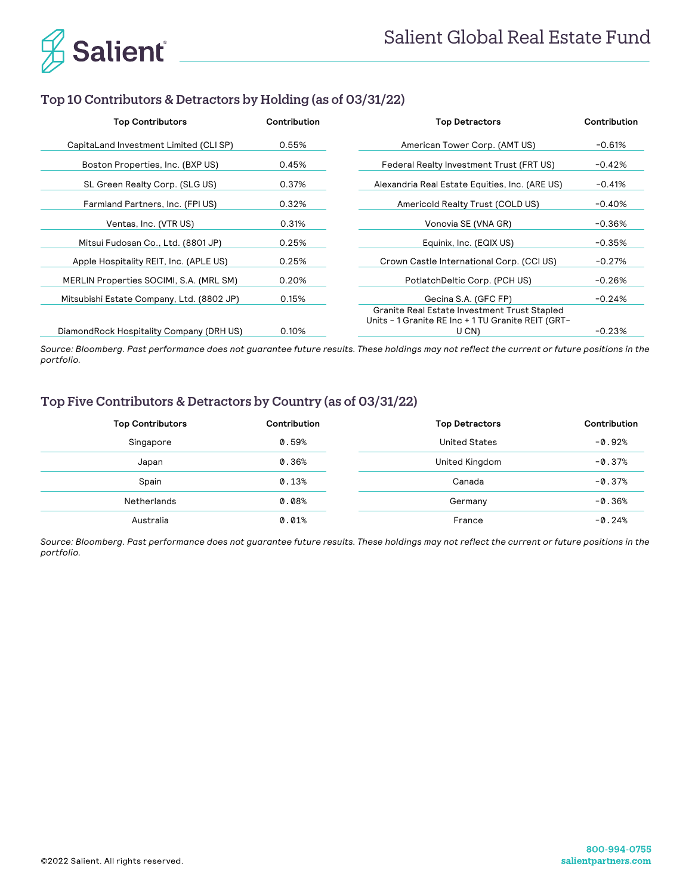## Top 10 Contributors & Detractors by Holding (as of 03/31/22)

| Top Contributors | Contribution | Top Detractors | Contribution |
|---|---|---|---|
| CapitaLand Investment Limited (CLI SP) | 0.55% | American Tower Corp. (AMT US) | -0.61% |
| Boston Properties, Inc. (BXP US) | 0.45% | Federal Realty Investment Trust (FRT US) | -0.42% |
| SL Green Realty Corp. (SLG US) | 0.37% | Alexandria Real Estate Equities, Inc. (ARE US) | -0.41% |
| Farmland Partners, Inc. (FPI US) | 0.32% | Americold Realty Trust (COLD US) | -0.40% |
| Ventas, Inc. (VTR US) | 0.31% | Vonovia SE (VNA GR) | -0.36% |
| Mitsui Fudosan Co., Ltd. (8801 JP) | 0.25% | Equinix, Inc. (EQIX US) | -0.35% |
| Apple Hospitality REIT, Inc. (APLE US) | 0.25% | Crown Castle International Corp. (CCI US) | -0.27% |
| MERLIN Properties SOCIMI, S.A. (MRL SM) | 0.20% | PotlatchDeltic Corp. (PCH US) | -0.26% |
| Mitsubishi Estate Company, Ltd. (8802 JP) | 0.15% | Gecina S.A. (GFC FP) | -0.24% |
| DiamondRock Hospitality Company (DRH US) | 0.10% | Granite Real Estate Investment Trust Stapled Units - 1 Granite RE Inc + 1 TU Granite REIT (GRT-U CN) | -0.23% |

*Source: Bloomberg. Past performance does not guarantee future results. These holdings may not reflect the current or future positions in the portfolio.*

## Top Five Contributors & Detractors by Country (as of 03/31/22)

| Top Contributors | Contribution | Top Detractors | Contribution |
|---|---|---|---|
| Singapore | 0.59% | United States | -0.92% |
| Japan | 0.36% | United Kingdom | -0.37% |
| Spain | 0.13% | Canada | -0.37% |
| Netherlands | 0.08% | Germany | -0.36% |
| Australia | 0.01% | France | -0.24% |

*Source: Bloomberg. Past performance does not guarantee future results. These holdings may not reflect the current or future positions in the portfolio.*

©2022 Salient. All rights reserved.

800-994-0755
salientpartners.com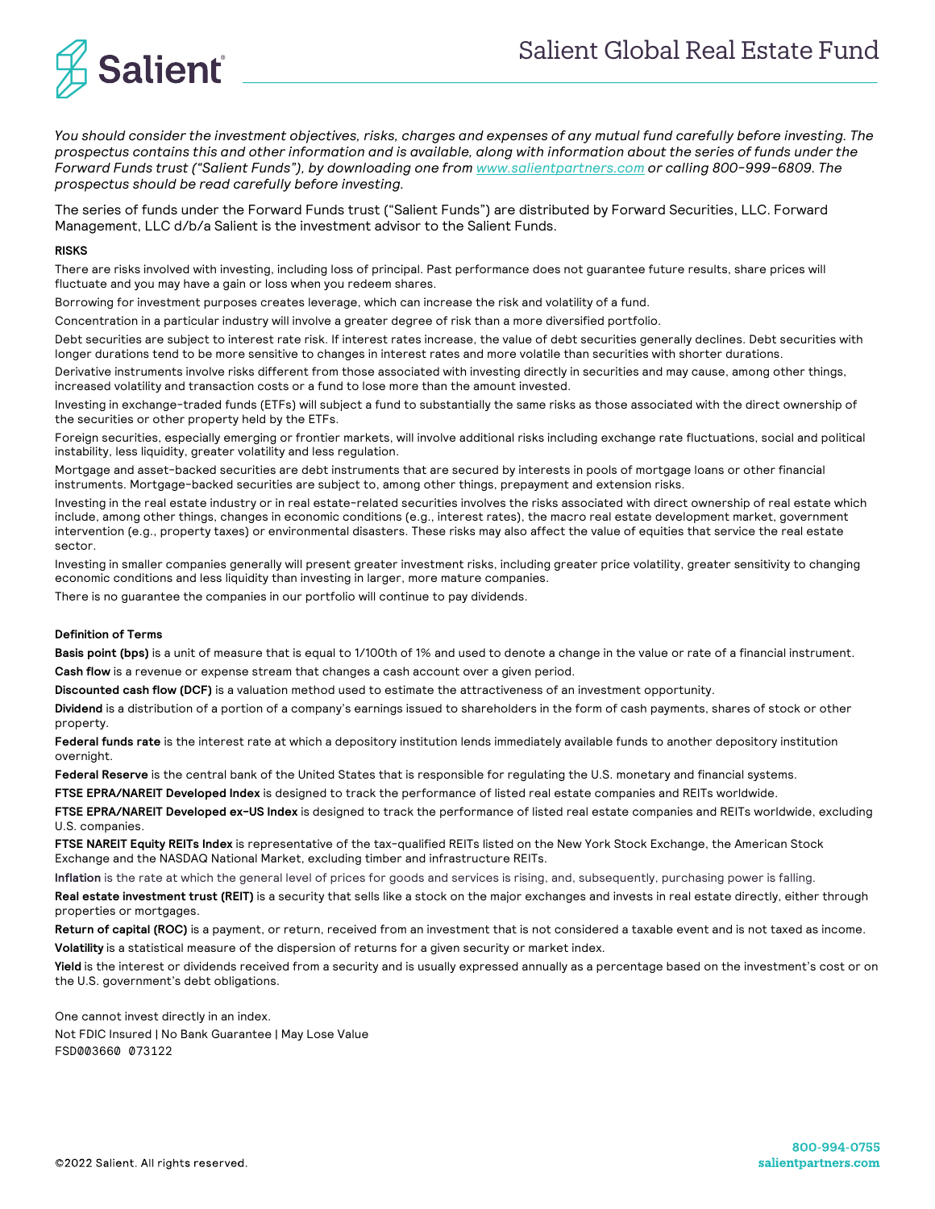*You should consider the investment objectives, risks, charges and expenses of any mutual fund carefully before investing. The prospectus contains this and other information and is available, along with information about the series of funds under the Forward Funds trust ("Salient Funds"), by downloading one from [www.salientpartners.com](http://www.salientpartners.com) or calling 800-999-6809. The prospectus should be read carefully before investing.*

The series of funds under the Forward Funds trust ("Salient Funds") are distributed by Forward Securities, LLC. Forward Management, LLC d/b/a Salient is the investment advisor to the Salient Funds.

**RISKS**

There are risks involved with investing, including loss of principal. Past performance does not guarantee future results, share prices will fluctuate and you may have a gain or loss when you redeem shares.

Borrowing for investment purposes creates leverage, which can increase the risk and volatility of a fund.

Concentration in a particular industry will involve a greater degree of risk than a more diversified portfolio.

Debt securities are subject to interest rate risk. If interest rates increase, the value of debt securities generally declines. Debt securities with longer durations tend to be more sensitive to changes in interest rates and more volatile than securities with shorter durations.

Derivative instruments involve risks different from those associated with investing directly in securities and may cause, among other things, increased volatility and transaction costs or a fund to lose more than the amount invested.

Investing in exchange-traded funds (ETFs) will subject a fund to substantially the same risks as those associated with the direct ownership of the securities or other property held by the ETFs.

Foreign securities, especially emerging or frontier markets, will involve additional risks including exchange rate fluctuations, social and political instability, less liquidity, greater volatility and less regulation.

Mortgage and asset-backed securities are debt instruments that are secured by interests in pools of mortgage loans or other financial instruments. Mortgage-backed securities are subject to, among other things, prepayment and extension risks.

Investing in the real estate industry or in real estate-related securities involves the risks associated with direct ownership of real estate which include, among other things, changes in economic conditions (e.g., interest rates), the macro real estate development market, government intervention (e.g., property taxes) or environmental disasters. These risks may also affect the value of equities that service the real estate sector.

Investing in smaller companies generally will present greater investment risks, including greater price volatility, greater sensitivity to changing economic conditions and less liquidity than investing in larger, more mature companies.

There is no guarantee the companies in our portfolio will continue to pay dividends.

**Definition of Terms**

**Basis point (bps)** is a unit of measure that is equal to 1/100th of 1% and used to denote a change in the value or rate of a financial instrument.

**Cash flow** is a revenue or expense stream that changes a cash account over a given period.

**Discounted cash flow (DCF)** is a valuation method used to estimate the attractiveness of an investment opportunity.

**Dividend** is a distribution of a portion of a company's earnings issued to shareholders in the form of cash payments, shares of stock or other property.

**Federal funds rate** is the interest rate at which a depository institution lends immediately available funds to another depository institution overnight.

**Federal Reserve** is the central bank of the United States that is responsible for regulating the U.S. monetary and financial systems.

**FTSE EPRA/NAREIT Developed Index** is designed to track the performance of listed real estate companies and REITs worldwide.

**FTSE EPRA/NAREIT Developed ex-US Index** is designed to track the performance of listed real estate companies and REITs worldwide, excluding U.S. companies.

**FTSE NAREIT Equity REITs Index** is representative of the tax-qualified REITs listed on the New York Stock Exchange, the American Stock Exchange and the NASDAQ National Market, excluding timber and infrastructure REITs.

**Inflation** is the rate at which the general level of prices for goods and services is rising, and, subsequently, purchasing power is falling.

**Real estate investment trust (REIT)** is a security that sells like a stock on the major exchanges and invests in real estate directly, either through properties or mortgages.

**Return of capital (ROC)** is a payment, or return, received from an investment that is not considered a taxable event and is not taxed as income.

**Volatility** is a statistical measure of the dispersion of returns for a given security or market index.

**Yield** is the interest or dividends received from a security and is usually expressed annually as a percentage based on the investment's cost or on the U.S. government's debt obligations.

One cannot invest directly in an index.

Not FDIC Insured | No Bank Guarantee | May Lose Value

FSD003660 073122

©2022 Salient. All rights reserved.

**800-994-0755**
**salientpartners.com**